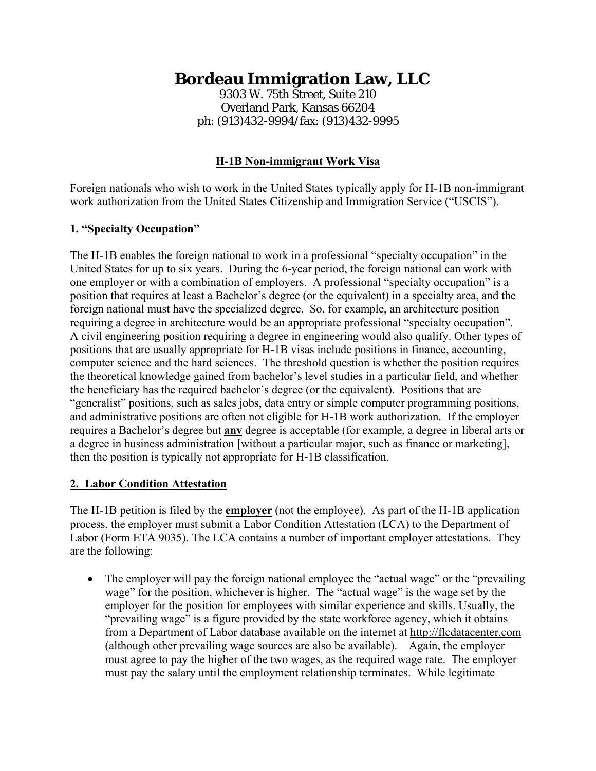# Bordeau Immigration Law, LLC

9303 W. 75th Street, Suite 210
Overland Park, Kansas 66204
ph: (913)432-9994/fax: (913)432-9995

## H-1B Non-immigrant Work Visa

Foreign nationals who wish to work in the United States typically apply for H-1B non-immigrant work authorization from the United States Citizenship and Immigration Service ("USCIS").

### 1. "Specialty Occupation"

The H-1B enables the foreign national to work in a professional "specialty occupation" in the United States for up to six years. During the 6-year period, the foreign national can work with one employer or with a combination of employers. A professional "specialty occupation" is a position that requires at least a Bachelor's degree (or the equivalent) in a specialty area, and the foreign national must have the specialized degree. So, for example, an architecture position requiring a degree in architecture would be an appropriate professional "specialty occupation". A civil engineering position requiring a degree in engineering would also qualify. Other types of positions that are usually appropriate for H-1B visas include positions in finance, accounting, computer science and the hard sciences. The threshold question is whether the position requires the theoretical knowledge gained from bachelor's level studies in a particular field, and whether the beneficiary has the required bachelor's degree (or the equivalent). Positions that are "generalist" positions, such as sales jobs, data entry or simple computer programming positions, and administrative positions are often not eligible for H-1B work authorization. If the employer requires a Bachelor's degree but **any** degree is acceptable (for example, a degree in liberal arts or a degree in business administration [without a particular major, such as finance or marketing], then the position is typically not appropriate for H-1B classification.

### 2. Labor Condition Attestation

The H-1B petition is filed by the **employer** (not the employee). As part of the H-1B application process, the employer must submit a Labor Condition Attestation (LCA) to the Department of Labor (Form ETA 9035). The LCA contains a number of important employer attestations. They are the following:

- The employer will pay the foreign national employee the "actual wage" or the "prevailing wage" for the position, whichever is higher. The "actual wage" is the wage set by the employer for the position for employees with similar experience and skills. Usually, the "prevailing wage" is a figure provided by the state workforce agency, which it obtains from a Department of Labor database available on the internet at http://flcdatacenter.com (although other prevailing wage sources are also be available). Again, the employer must agree to pay the higher of the two wages, as the required wage rate. The employer must pay the salary until the employment relationship terminates. While legitimate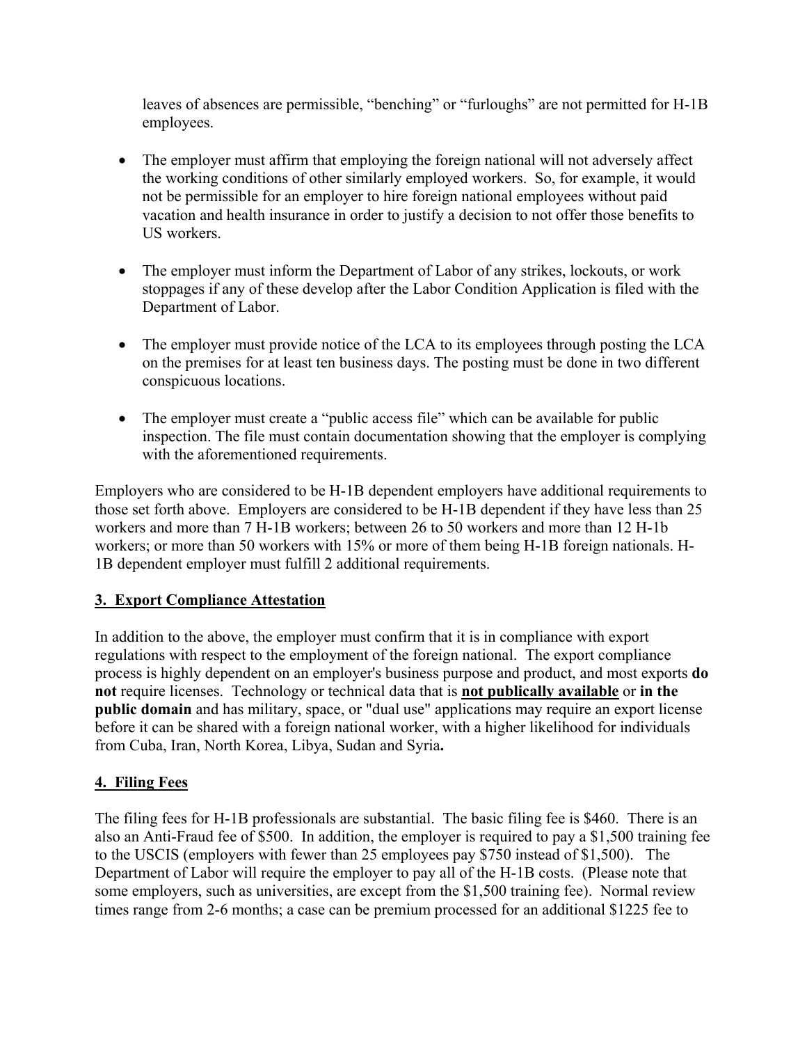leaves of absences are permissible, "benching" or "furloughs" are not permitted for H-1B employees.

- The employer must affirm that employing the foreign national will not adversely affect the working conditions of other similarly employed workers. So, for example, it would not be permissible for an employer to hire foreign national employees without paid vacation and health insurance in order to justify a decision to not offer those benefits to US workers.

- The employer must inform the Department of Labor of any strikes, lockouts, or work stoppages if any of these develop after the Labor Condition Application is filed with the Department of Labor.

- The employer must provide notice of the LCA to its employees through posting the LCA on the premises for at least ten business days. The posting must be done in two different conspicuous locations.

- The employer must create a "public access file" which can be available for public inspection. The file must contain documentation showing that the employer is complying with the aforementioned requirements.

Employers who are considered to be H-1B dependent employers have additional requirements to those set forth above. Employers are considered to be H-1B dependent if they have less than 25 workers and more than 7 H-1B workers; between 26 to 50 workers and more than 12 H-1b workers; or more than 50 workers with 15% or more of them being H-1B foreign nationals. H-1B dependent employer must fulfill 2 additional requirements.

## <u>3. Export Compliance Attestation</u>

In addition to the above, the employer must confirm that it is in compliance with export regulations with respect to the employment of the foreign national. The export compliance process is highly dependent on an employer's business purpose and product, and most exports **do not** require licenses. Technology or technical data that is **<u>not publically available</u>** or **in the public domain** and has military, space, or "dual use" applications may require an export license before it can be shared with a foreign national worker, with a higher likelihood for individuals from Cuba, Iran, North Korea, Libya, Sudan and Syria**.**

## <u>4. Filing Fees</u>

The filing fees for H-1B professionals are substantial. The basic filing fee is $460. There is an also an Anti-Fraud fee of $500. In addition, the employer is required to pay a $1,500 training fee to the USCIS (employers with fewer than 25 employees pay $750 instead of $1,500). The Department of Labor will require the employer to pay all of the H-1B costs. (Please note that some employers, such as universities, are except from the $1,500 training fee). Normal review times range from 2-6 months; a case can be premium processed for an additional $1225 fee to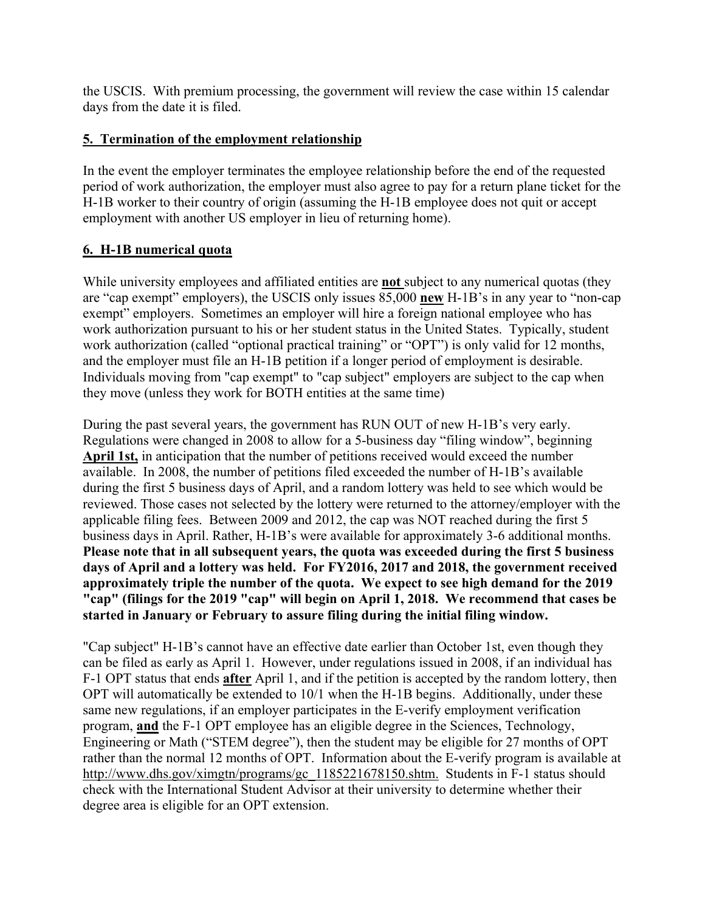the USCIS. With premium processing, the government will review the case within 15 calendar days from the date it is filed.

## 5. Termination of the employment relationship

In the event the employer terminates the employee relationship before the end of the requested period of work authorization, the employer must also agree to pay for a return plane ticket for the H-1B worker to their country of origin (assuming the H-1B employee does not quit or accept employment with another US employer in lieu of returning home).

## 6. H-1B numerical quota

While university employees and affiliated entities are **not** subject to any numerical quotas (they are "cap exempt" employers), the USCIS only issues 85,000 **new** H-1B's in any year to "non-cap exempt" employers. Sometimes an employer will hire a foreign national employee who has work authorization pursuant to his or her student status in the United States. Typically, student work authorization (called "optional practical training" or "OPT") is only valid for 12 months, and the employer must file an H-1B petition if a longer period of employment is desirable. Individuals moving from "cap exempt" to "cap subject" employers are subject to the cap when they move (unless they work for BOTH entities at the same time)

During the past several years, the government has RUN OUT of new H-1B's very early. Regulations were changed in 2008 to allow for a 5-business day "filing window", beginning **April 1st,** in anticipation that the number of petitions received would exceed the number available. In 2008, the number of petitions filed exceeded the number of H-1B's available during the first 5 business days of April, and a random lottery was held to see which would be reviewed. Those cases not selected by the lottery were returned to the attorney/employer with the applicable filing fees. Between 2009 and 2012, the cap was NOT reached during the first 5 business days in April. Rather, H-1B's were available for approximately 3-6 additional months. **Please note that in all subsequent years, the quota was exceeded during the first 5 business days of April and a lottery was held. For FY2016, 2017 and 2018, the government received approximately triple the number of the quota. We expect to see high demand for the 2019 "cap" (filings for the 2019 "cap" will begin on April 1, 2018. We recommend that cases be started in January or February to assure filing during the initial filing window.**

"Cap subject" H-1B's cannot have an effective date earlier than October 1st, even though they can be filed as early as April 1. However, under regulations issued in 2008, if an individual has F-1 OPT status that ends **after** April 1, and if the petition is accepted by the random lottery, then OPT will automatically be extended to 10/1 when the H-1B begins. Additionally, under these same new regulations, if an employer participates in the E-verify employment verification program, **and** the F-1 OPT employee has an eligible degree in the Sciences, Technology, Engineering or Math ("STEM degree"), then the student may be eligible for 27 months of OPT rather than the normal 12 months of OPT. Information about the E-verify program is available at http://www.dhs.gov/ximgtn/programs/gc_1185221678150.shtm. Students in F-1 status should check with the International Student Advisor at their university to determine whether their degree area is eligible for an OPT extension.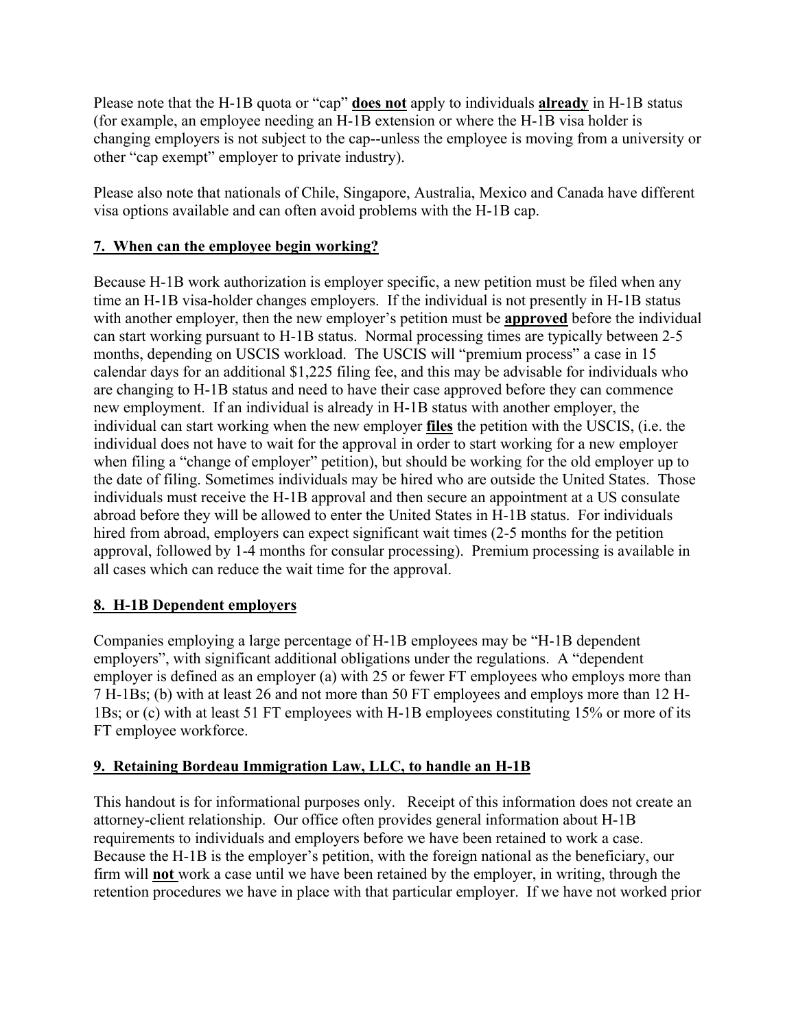Please note that the H-1B quota or "cap" **does not** apply to individuals **already** in H-1B status (for example, an employee needing an H-1B extension or where the H-1B visa holder is changing employers is not subject to the cap--unless the employee is moving from a university or other "cap exempt" employer to private industry).

Please also note that nationals of Chile, Singapore, Australia, Mexico and Canada have different visa options available and can often avoid problems with the H-1B cap.

## 7. When can the employee begin working?

Because H-1B work authorization is employer specific, a new petition must be filed when any time an H-1B visa-holder changes employers. If the individual is not presently in H-1B status with another employer, then the new employer's petition must be **approved** before the individual can start working pursuant to H-1B status. Normal processing times are typically between 2-5 months, depending on USCIS workload. The USCIS will "premium process" a case in 15 calendar days for an additional $1,225 filing fee, and this may be advisable for individuals who are changing to H-1B status and need to have their case approved before they can commence new employment. If an individual is already in H-1B status with another employer, the individual can start working when the new employer **files** the petition with the USCIS, (i.e. the individual does not have to wait for the approval in order to start working for a new employer when filing a "change of employer" petition), but should be working for the old employer up to the date of filing. Sometimes individuals may be hired who are outside the United States. Those individuals must receive the H-1B approval and then secure an appointment at a US consulate abroad before they will be allowed to enter the United States in H-1B status. For individuals hired from abroad, employers can expect significant wait times (2-5 months for the petition approval, followed by 1-4 months for consular processing). Premium processing is available in all cases which can reduce the wait time for the approval.

## 8. H-1B Dependent employers

Companies employing a large percentage of H-1B employees may be "H-1B dependent employers", with significant additional obligations under the regulations. A "dependent employer is defined as an employer (a) with 25 or fewer FT employees who employs more than 7 H-1Bs; (b) with at least 26 and not more than 50 FT employees and employs more than 12 H-1Bs; or (c) with at least 51 FT employees with H-1B employees constituting 15% or more of its FT employee workforce.

## 9. Retaining Bordeau Immigration Law, LLC, to handle an H-1B

This handout is for informational purposes only. Receipt of this information does not create an attorney-client relationship. Our office often provides general information about H-1B requirements to individuals and employers before we have been retained to work a case. Because the H-1B is the employer's petition, with the foreign national as the beneficiary, our firm will **not** work a case until we have been retained by the employer, in writing, through the retention procedures we have in place with that particular employer. If we have not worked prior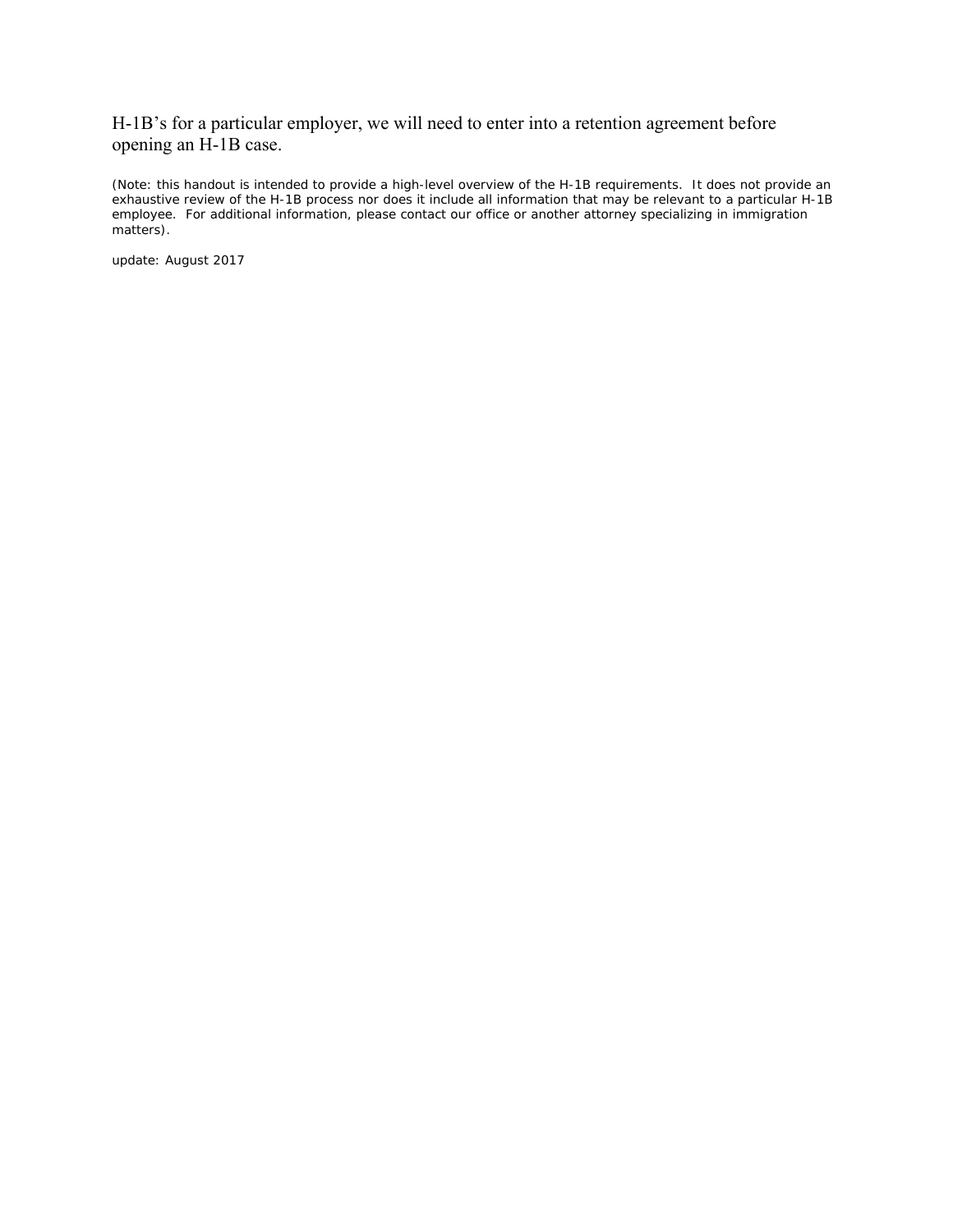H-1B's for a particular employer, we will need to enter into a retention agreement before opening an H-1B case.

(Note: this handout is intended to provide a high-level overview of the H-1B requirements. It does not provide an exhaustive review of the H-1B process nor does it include all information that may be relevant to a particular H-1B employee. For additional information, please contact our office or another attorney specializing in immigration matters).

update: August 2017